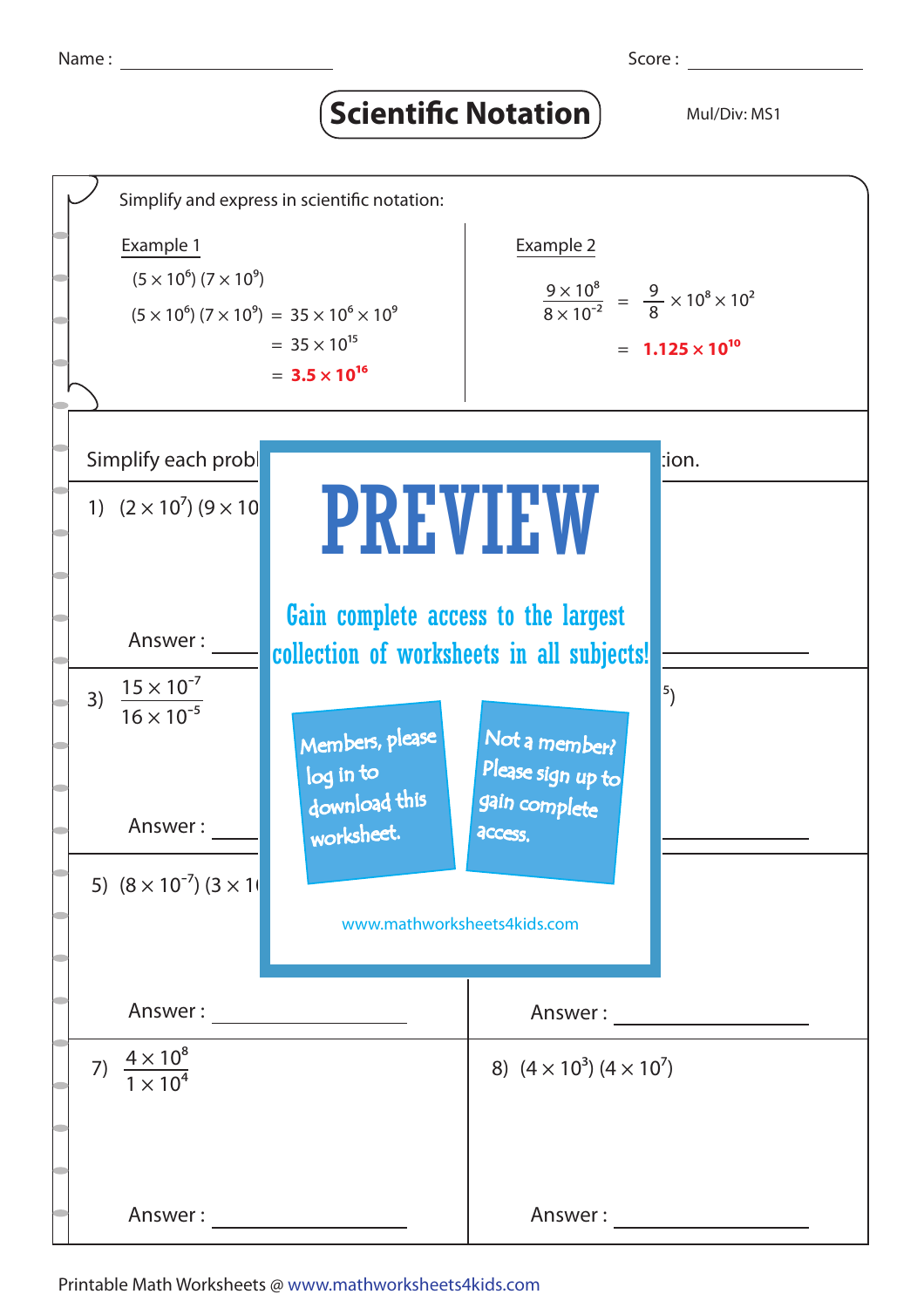Name : ____________________ Score : ____________________

# Scientific Notation

Mul/Div: MS1

Simplify and express in scientific notation:

**Example 1**

$(5 \times 10^6)(7 \times 10^9)$

$(5 \times 10^6)(7 \times 10^9) = 35 \times 10^6 \times 10^9$

$= 35 \times 10^{15}$

$= \mathbf{3.5 \times 10^{16}}$

**Example 2**

$\dfrac{9 \times 10^8}{8 \times 10^{-2}} = \dfrac{9}{8} \times 10^8 \times 10^2$

$= \mathbf{1.125 \times 10^{10}}$

Simplify each probl... ...tion.

1) $(2 \times 10^7)(9 \times 10$...

Answer : ____________________ Answer : ____________________

3) $\dfrac{15 \times 10^{-7}}{16 \times 10^{-5}}$

...$^5)$

Answer : ____________________ Answer : ____________________

5) $(8 \times 10^{-7})(3 \times 1$...

Answer : ____________________ Answer : ____________________

7) $\dfrac{4 \times 10^8}{1 \times 10^4}$

8) $(4 \times 10^3)(4 \times 10^7)$

Answer : ____________________ Answer : ____________________

**PREVIEW**

Gain complete access to the largest collection of worksheets in all subjects!

Members, please log in to download this worksheet.

Not a member? Please sign up to gain complete access.

www.mathworksheets4kids.com

Printable Math Worksheets @ www.mathworksheets4kids.com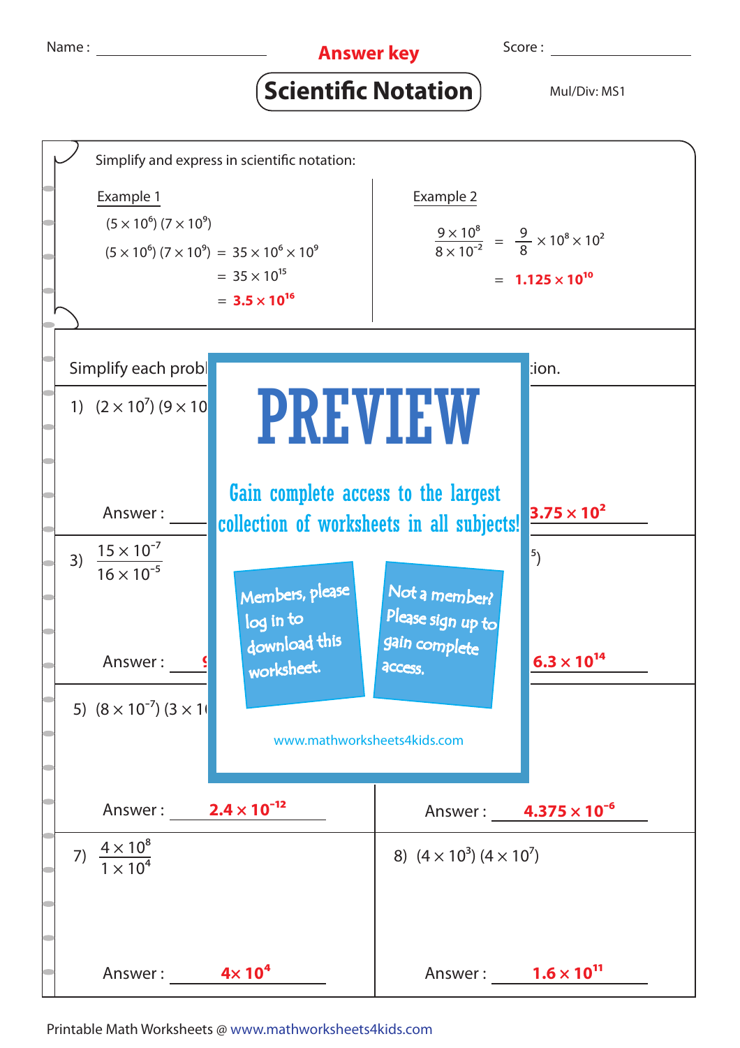Name : ________________ **Answer key** Score : ________________

# Scientific Notation

Mul/Div: MS1

Simplify and express in scientific notation:

**Example 1**

$(5 \times 10^6)\ (7 \times 10^9)$

$(5 \times 10^6)\ (7 \times 10^9) = 35 \times 10^6 \times 10^9$

$= 35 \times 10^{15}$

$= 3.5 \times 10^{16}$

**Example 2**

$\frac{9 \times 10^8}{8 \times 10^{-2}} = \frac{9}{8} \times 10^8 \times 10^2$

$= 1.125 \times 10^{10}$

Simplify each probl ... tion.

1) $(2 \times 10^7)\ (9 \times 10$ ...

Answer : ... $3.75 \times 10^2$

3) $\frac{15 \times 10^{-7}}{16 \times 10^{-5}}$ ... $^5)$

Answer : 9 ... $6.3 \times 10^{14}$

5) $(8 \times 10^{-7})\ (3 \times 1$ ...

Answer : $2.4 \times 10^{-12}$ Answer : $4.375 \times 10^{-6}$

7) $\frac{4 \times 10^8}{1 \times 10^4}$

Answer : $4 \times 10^4$

8) $(4 \times 10^3)\ (4 \times 10^7)$

Answer : $1.6 \times 10^{11}$

**PREVIEW**

Gain complete access to the largest collection of worksheets in all subjects!

Members, please log in to download this worksheet.

Not a member? Please sign up to gain complete access.

www.mathworksheets4kids.com

Printable Math Worksheets @ www.mathworksheets4kids.com